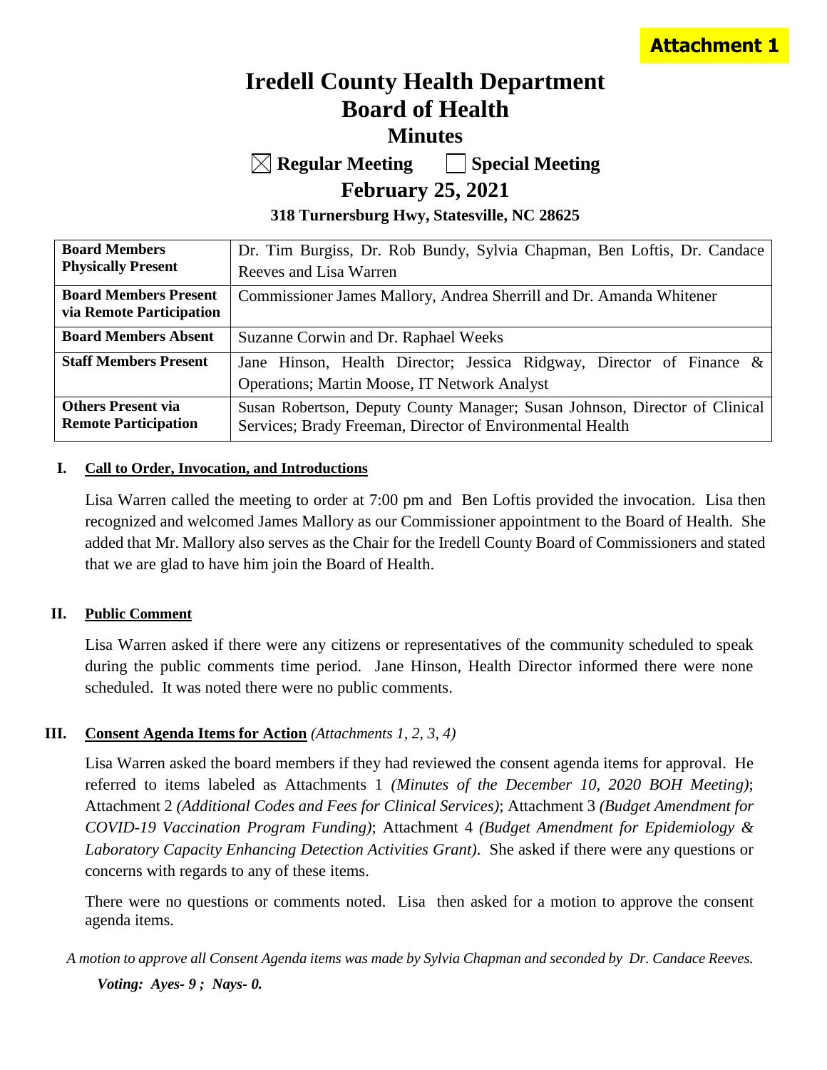**Attachment 1**

# Iredell County Health Department
# Board of Health
## Minutes

☒ **Regular Meeting** ☐ **Special Meeting**

## February 25, 2021

**318 Turnersburg Hwy, Statesville, NC 28625**

| | |
|---|---|
| **Board Members Physically Present** | Dr. Tim Burgiss, Dr. Rob Bundy, Sylvia Chapman, Ben Loftis, Dr. Candace Reeves and Lisa Warren |
| **Board Members Present via Remote Participation** | Commissioner James Mallory, Andrea Sherrill and Dr. Amanda Whitener |
| **Board Members Absent** | Suzanne Corwin and Dr. Raphael Weeks |
| **Staff Members Present** | Jane Hinson, Health Director; Jessica Ridgway, Director of Finance & Operations; Martin Moose, IT Network Analyst |
| **Others Present via Remote Participation** | Susan Robertson, Deputy County Manager; Susan Johnson, Director of Clinical Services; Brady Freeman, Director of Environmental Health |

### I. Call to Order, Invocation, and Introductions

Lisa Warren called the meeting to order at 7:00 pm and Ben Loftis provided the invocation. Lisa then recognized and welcomed James Mallory as our Commissioner appointment to the Board of Health. She added that Mr. Mallory also serves as the Chair for the Iredell County Board of Commissioners and stated that we are glad to have him join the Board of Health.

### II. Public Comment

Lisa Warren asked if there were any citizens or representatives of the community scheduled to speak during the public comments time period. Jane Hinson, Health Director informed there were none scheduled. It was noted there were no public comments.

### III. Consent Agenda Items for Action *(Attachments 1, 2, 3, 4)*

Lisa Warren asked the board members if they had reviewed the consent agenda items for approval. He referred to items labeled as Attachments 1 *(Minutes of the December 10, 2020 BOH Meeting)*; Attachment 2 *(Additional Codes and Fees for Clinical Services)*; Attachment 3 *(Budget Amendment for COVID-19 Vaccination Program Funding)*; Attachment 4 *(Budget Amendment for Epidemiology & Laboratory Capacity Enhancing Detection Activities Grant)*. She asked if there were any questions or concerns with regards to any of these items.

There were no questions or comments noted. Lisa then asked for a motion to approve the consent agenda items.

*A motion to approve all Consent Agenda items was made by Sylvia Chapman and seconded by Dr. Candace Reeves.*

***Voting: Ayes- 9 ; Nays- 0.***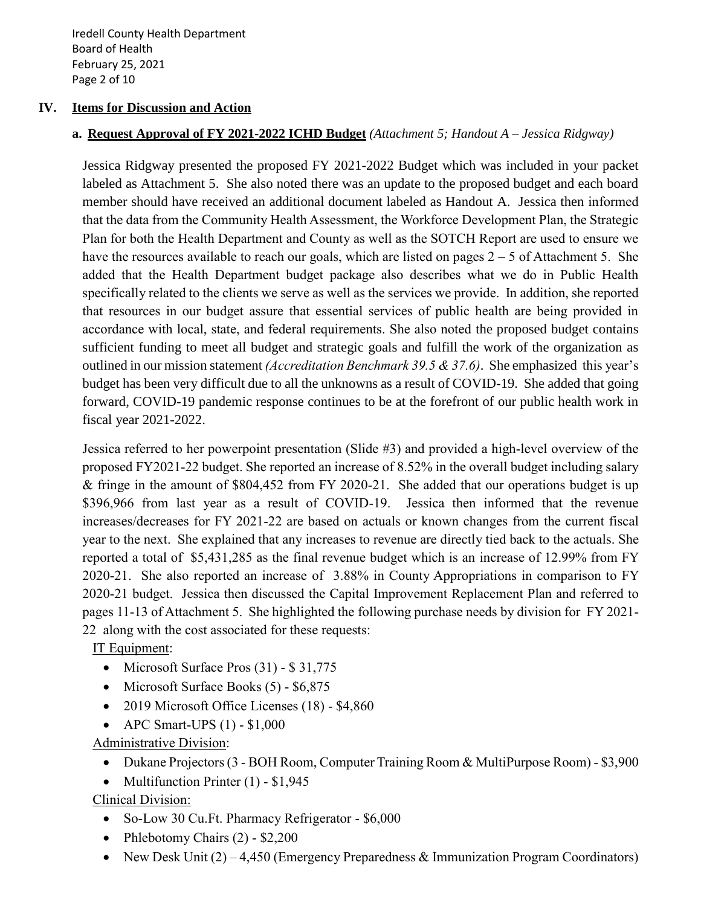## IV. Items for Discussion and Action

### a. Request Approval of FY 2021-2022 ICHD Budget *(Attachment 5; Handout A – Jessica Ridgway)*

Jessica Ridgway presented the proposed FY 2021-2022 Budget which was included in your packet labeled as Attachment 5. She also noted there was an update to the proposed budget and each board member should have received an additional document labeled as Handout A. Jessica then informed that the data from the Community Health Assessment, the Workforce Development Plan, the Strategic Plan for both the Health Department and County as well as the SOTCH Report are used to ensure we have the resources available to reach our goals, which are listed on pages 2 – 5 of Attachment 5. She added that the Health Department budget package also describes what we do in Public Health specifically related to the clients we serve as well as the services we provide. In addition, she reported that resources in our budget assure that essential services of public health are being provided in accordance with local, state, and federal requirements. She also noted the proposed budget contains sufficient funding to meet all budget and strategic goals and fulfill the work of the organization as outlined in our mission statement *(Accreditation Benchmark 39.5 & 37.6)*. She emphasized this year's budget has been very difficult due to all the unknowns as a result of COVID-19. She added that going forward, COVID-19 pandemic response continues to be at the forefront of our public health work in fiscal year 2021-2022.

Jessica referred to her powerpoint presentation (Slide #3) and provided a high-level overview of the proposed FY2021-22 budget. She reported an increase of 8.52% in the overall budget including salary & fringe in the amount of $804,452 from FY 2020-21. She added that our operations budget is up $396,966 from last year as a result of COVID-19. Jessica then informed that the revenue increases/decreases for FY 2021-22 are based on actuals or known changes from the current fiscal year to the next. She explained that any increases to revenue are directly tied back to the actuals. She reported a total of $5,431,285 as the final revenue budget which is an increase of 12.99% from FY 2020-21. She also reported an increase of 3.88% in County Appropriations in comparison to FY 2020-21 budget. Jessica then discussed the Capital Improvement Replacement Plan and referred to pages 11-13 of Attachment 5. She highlighted the following purchase needs by division for FY 2021-22 along with the cost associated for these requests:

<u>IT Equipment</u>:

- Microsoft Surface Pros (31) - $ 31,775
- Microsoft Surface Books (5) - $6,875
- 2019 Microsoft Office Licenses (18) - $4,860
- APC Smart-UPS (1) - $1,000

<u>Administrative Division</u>:

- Dukane Projectors (3 - BOH Room, Computer Training Room & MultiPurpose Room) - $3,900
- Multifunction Printer (1) - $1,945

<u>Clinical Division:</u>

- So-Low 30 Cu.Ft. Pharmacy Refrigerator - $6,000
- Phlebotomy Chairs (2) - $2,200
- New Desk Unit (2) – 4,450 (Emergency Preparedness & Immunization Program Coordinators)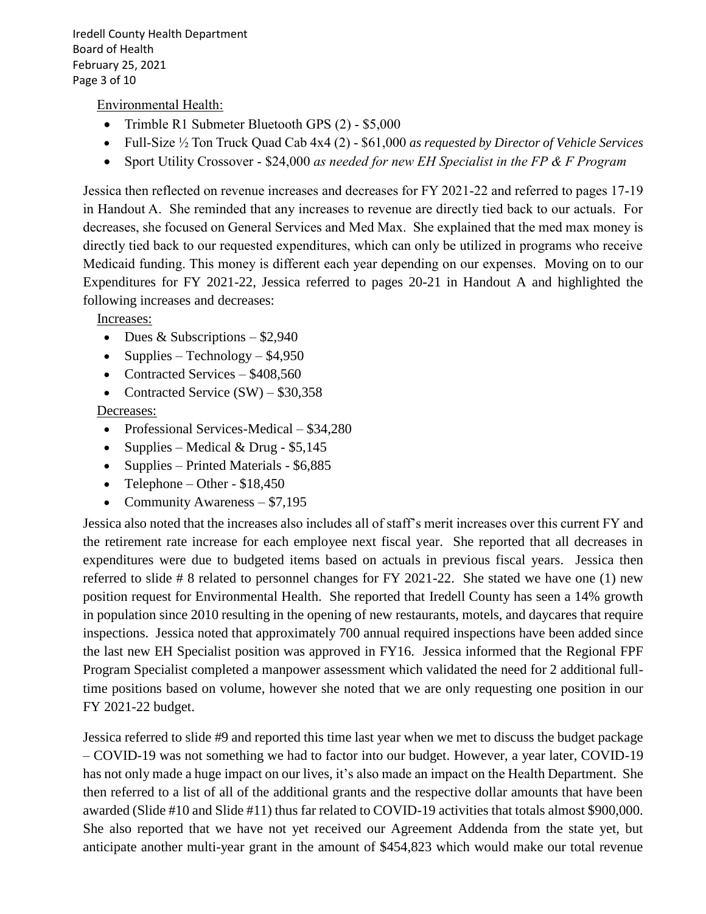Environmental Health:

- Trimble R1 Submeter Bluetooth GPS (2) - $5,000
- Full-Size ½ Ton Truck Quad Cab 4x4 (2) - $61,000 *as requested by Director of Vehicle Services*
- Sport Utility Crossover - $24,000 *as needed for new EH Specialist in the FP & F Program*

Jessica then reflected on revenue increases and decreases for FY 2021-22 and referred to pages 17-19 in Handout A. She reminded that any increases to revenue are directly tied back to our actuals. For decreases, she focused on General Services and Med Max. She explained that the med max money is directly tied back to our requested expenditures, which can only be utilized in programs who receive Medicaid funding. This money is different each year depending on our expenses. Moving on to our Expenditures for FY 2021-22, Jessica referred to pages 20-21 in Handout A and highlighted the following increases and decreases:

Increases:

- Dues & Subscriptions – $2,940
- Supplies – Technology – $4,950
- Contracted Services – $408,560
- Contracted Service (SW) – $30,358

Decreases:

- Professional Services-Medical – $34,280
- Supplies – Medical & Drug - $5,145
- Supplies – Printed Materials - $6,885
- Telephone – Other - $18,450
- Community Awareness – $7,195

Jessica also noted that the increases also includes all of staff's merit increases over this current FY and the retirement rate increase for each employee next fiscal year. She reported that all decreases in expenditures were due to budgeted items based on actuals in previous fiscal years. Jessica then referred to slide # 8 related to personnel changes for FY 2021-22. She stated we have one (1) new position request for Environmental Health. She reported that Iredell County has seen a 14% growth in population since 2010 resulting in the opening of new restaurants, motels, and daycares that require inspections. Jessica noted that approximately 700 annual required inspections have been added since the last new EH Specialist position was approved in FY16. Jessica informed that the Regional FPF Program Specialist completed a manpower assessment which validated the need for 2 additional full-time positions based on volume, however she noted that we are only requesting one position in our FY 2021-22 budget.

Jessica referred to slide #9 and reported this time last year when we met to discuss the budget package – COVID-19 was not something we had to factor into our budget. However, a year later, COVID-19 has not only made a huge impact on our lives, it's also made an impact on the Health Department. She then referred to a list of all of the additional grants and the respective dollar amounts that have been awarded (Slide #10 and Slide #11) thus far related to COVID-19 activities that totals almost $900,000. She also reported that we have not yet received our Agreement Addenda from the state yet, but anticipate another multi-year grant in the amount of $454,823 which would make our total revenue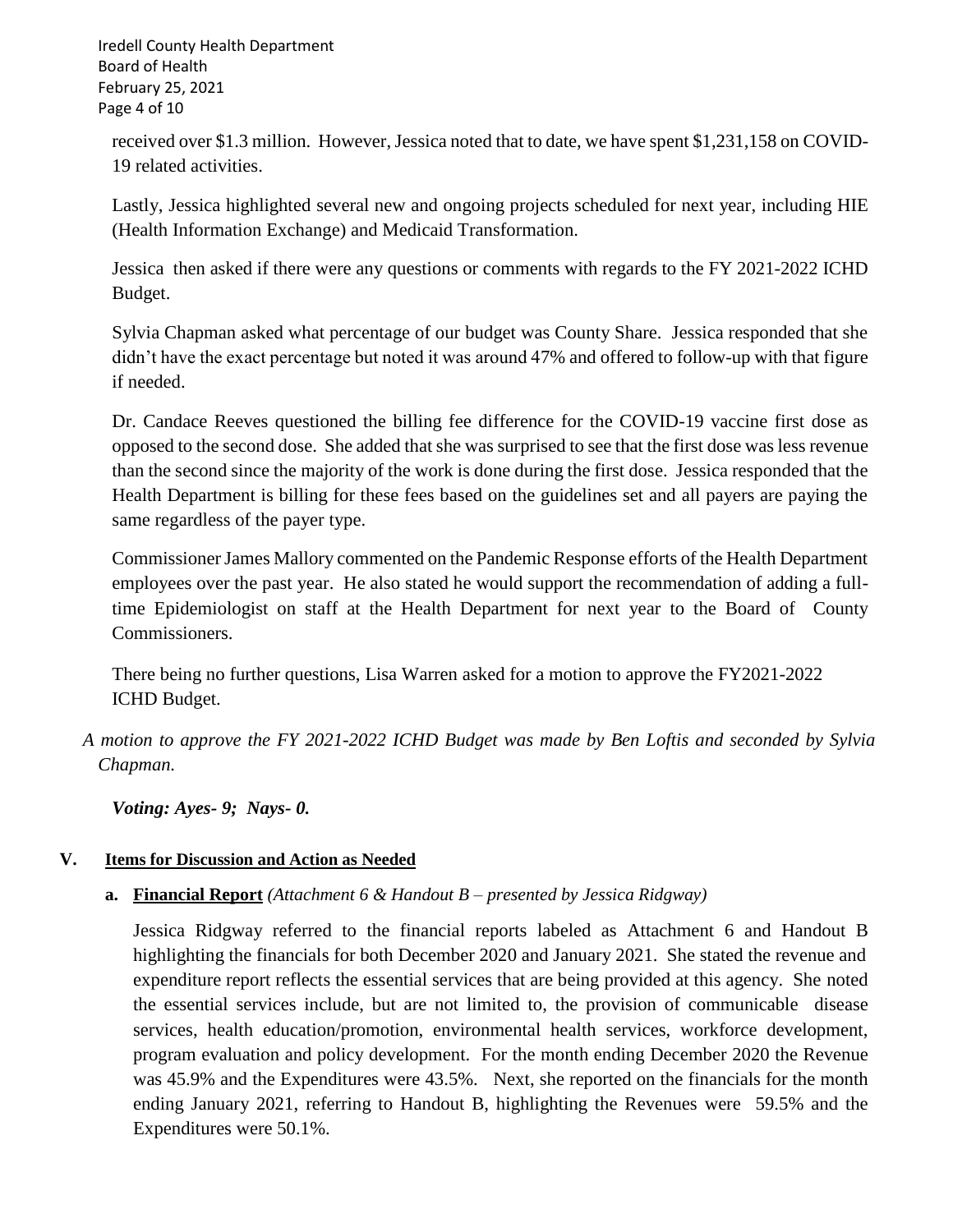received over $1.3 million. However, Jessica noted that to date, we have spent $1,231,158 on COVID-19 related activities.

Lastly, Jessica highlighted several new and ongoing projects scheduled for next year, including HIE (Health Information Exchange) and Medicaid Transformation.

Jessica then asked if there were any questions or comments with regards to the FY 2021-2022 ICHD Budget.

Sylvia Chapman asked what percentage of our budget was County Share. Jessica responded that she didn't have the exact percentage but noted it was around 47% and offered to follow-up with that figure if needed.

Dr. Candace Reeves questioned the billing fee difference for the COVID-19 vaccine first dose as opposed to the second dose. She added that she was surprised to see that the first dose was less revenue than the second since the majority of the work is done during the first dose. Jessica responded that the Health Department is billing for these fees based on the guidelines set and all payers are paying the same regardless of the payer type.

Commissioner James Mallory commented on the Pandemic Response efforts of the Health Department employees over the past year. He also stated he would support the recommendation of adding a full-time Epidemiologist on staff at the Health Department for next year to the Board of County Commissioners.

There being no further questions, Lisa Warren asked for a motion to approve the FY2021-2022 ICHD Budget.

*A motion to approve the FY 2021-2022 ICHD Budget was made by Ben Loftis and seconded by Sylvia Chapman.*

***Voting: Ayes- 9; Nays- 0.***

## V. Items for Discussion and Action as Needed

### a. Financial Report *(Attachment 6 & Handout B – presented by Jessica Ridgway)*

Jessica Ridgway referred to the financial reports labeled as Attachment 6 and Handout B highlighting the financials for both December 2020 and January 2021. She stated the revenue and expenditure report reflects the essential services that are being provided at this agency. She noted the essential services include, but are not limited to, the provision of communicable disease services, health education/promotion, environmental health services, workforce development, program evaluation and policy development. For the month ending December 2020 the Revenue was 45.9% and the Expenditures were 43.5%. Next, she reported on the financials for the month ending January 2021, referring to Handout B, highlighting the Revenues were 59.5% and the Expenditures were 50.1%.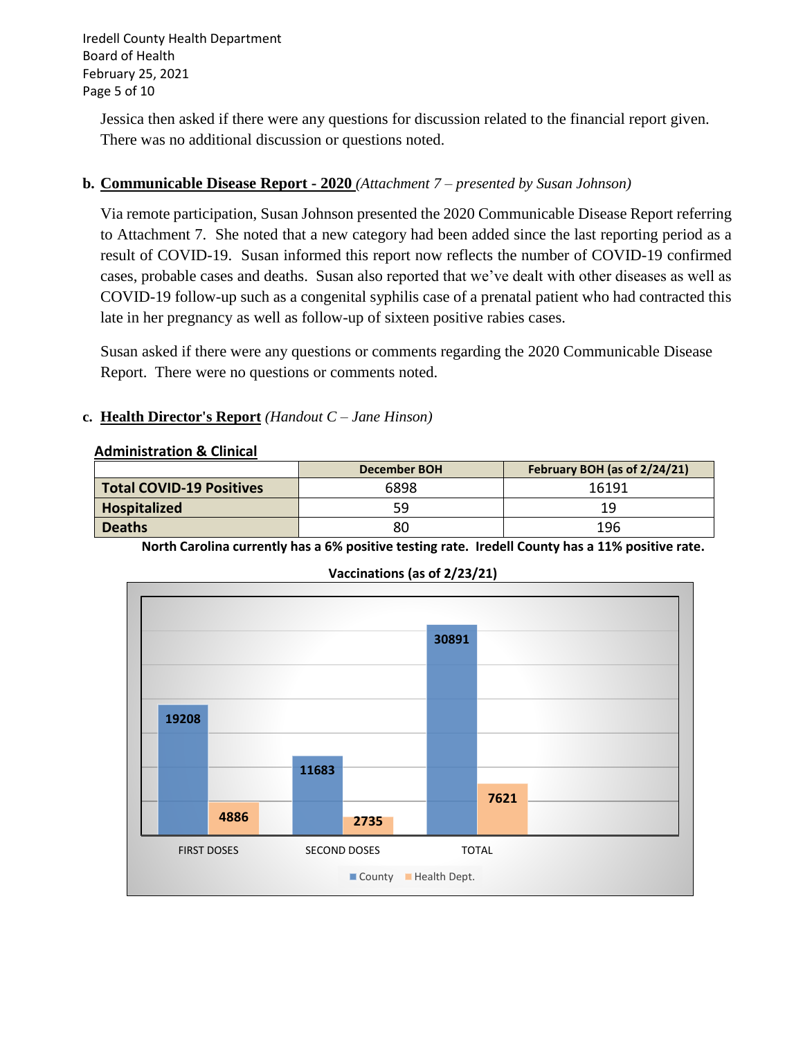Jessica then asked if there were any questions for discussion related to the financial report given. There was no additional discussion or questions noted.

**b. <u>Communicable Disease Report - 2020</u>** *(Attachment 7 – presented by Susan Johnson)*

Via remote participation, Susan Johnson presented the 2020 Communicable Disease Report referring to Attachment 7. She noted that a new category had been added since the last reporting period as a result of COVID-19. Susan informed this report now reflects the number of COVID-19 confirmed cases, probable cases and deaths. Susan also reported that we've dealt with other diseases as well as COVID-19 follow-up such as a congenital syphilis case of a prenatal patient who had contracted this late in her pregnancy as well as follow-up of sixteen positive rabies cases.

Susan asked if there were any questions or comments regarding the 2020 Communicable Disease Report. There were no questions or comments noted.

**c. <u>Health Director's Report</u>** *(Handout C – Jane Hinson)*

**<u>Administration & Clinical</u>**

| | December BOH | February BOH (as of 2/24/21) |
|---|---|---|
| **Total COVID-19 Positives** | 6898 | 16191 |
| **Hospitalized** | 59 | 19 |
| **Deaths** | 80 | 196 |

**North Carolina currently has a 6% positive testing rate. Iredell County has a 11% positive rate.**

**Vaccinations (as of 2/23/21)**

| | County | Health Dept. |
|---|---|---|
| FIRST DOSES | 19208 | 4886 |
| SECOND DOSES | 11683 | 2735 |
| TOTAL | 30891 | 7621 |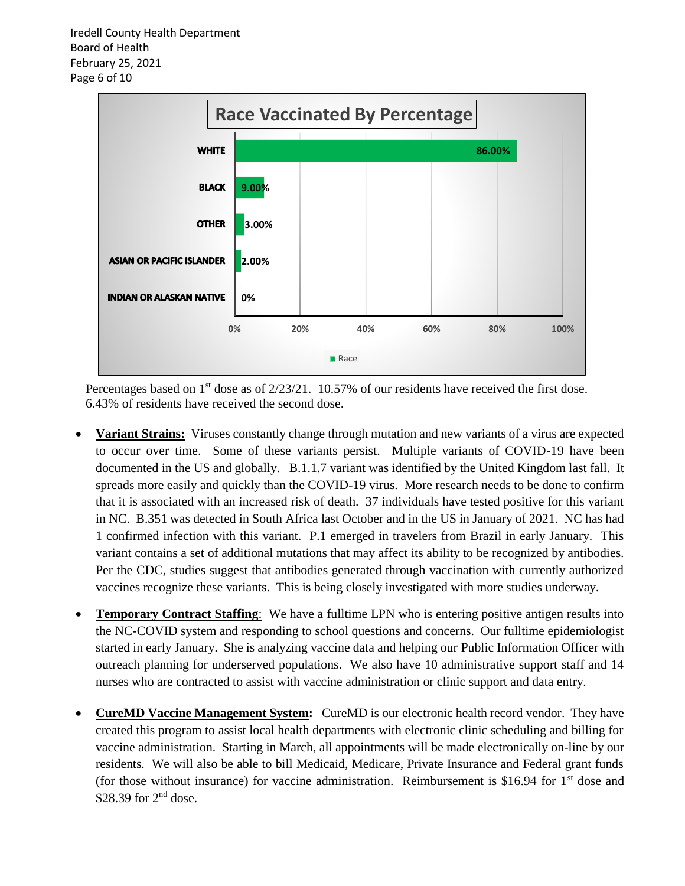**Race Vaccinated By Percentage**

| Race | Percentage |
|---|---|
| WHITE | 86.00% |
| BLACK | 9.00% |
| OTHER | 3.00% |
| ASIAN OR PACIFIC ISLANDER | 2.00% |
| INDIAN OR ALASKAN NATIVE | 0% |

Percentages based on 1st dose as of 2/23/21. 10.57% of our residents have received the first dose. 6.43% of residents have received the second dose.

- **Variant Strains:** Viruses constantly change through mutation and new variants of a virus are expected to occur over time. Some of these variants persist. Multiple variants of COVID-19 have been documented in the US and globally. B.1.1.7 variant was identified by the United Kingdom last fall. It spreads more easily and quickly than the COVID-19 virus. More research needs to be done to confirm that it is associated with an increased risk of death. 37 individuals have tested positive for this variant in NC. B.351 was detected in South Africa last October and in the US in January of 2021. NC has had 1 confirmed infection with this variant. P.1 emerged in travelers from Brazil in early January. This variant contains a set of additional mutations that may affect its ability to be recognized by antibodies. Per the CDC, studies suggest that antibodies generated through vaccination with currently authorized vaccines recognize these variants. This is being closely investigated with more studies underway.

- **Temporary Contract Staffing**: We have a fulltime LPN who is entering positive antigen results into the NC-COVID system and responding to school questions and concerns. Our fulltime epidemiologist started in early January. She is analyzing vaccine data and helping our Public Information Officer with outreach planning for underserved populations. We also have 10 administrative support staff and 14 nurses who are contracted to assist with vaccine administration or clinic support and data entry.

- **CureMD Vaccine Management System:** CureMD is our electronic health record vendor. They have created this program to assist local health departments with electronic clinic scheduling and billing for vaccine administration. Starting in March, all appointments will be made electronically on-line by our residents. We will also be able to bill Medicaid, Medicare, Private Insurance and Federal grant funds (for those without insurance) for vaccine administration. Reimbursement is $16.94 for 1st dose and $28.39 for 2nd dose.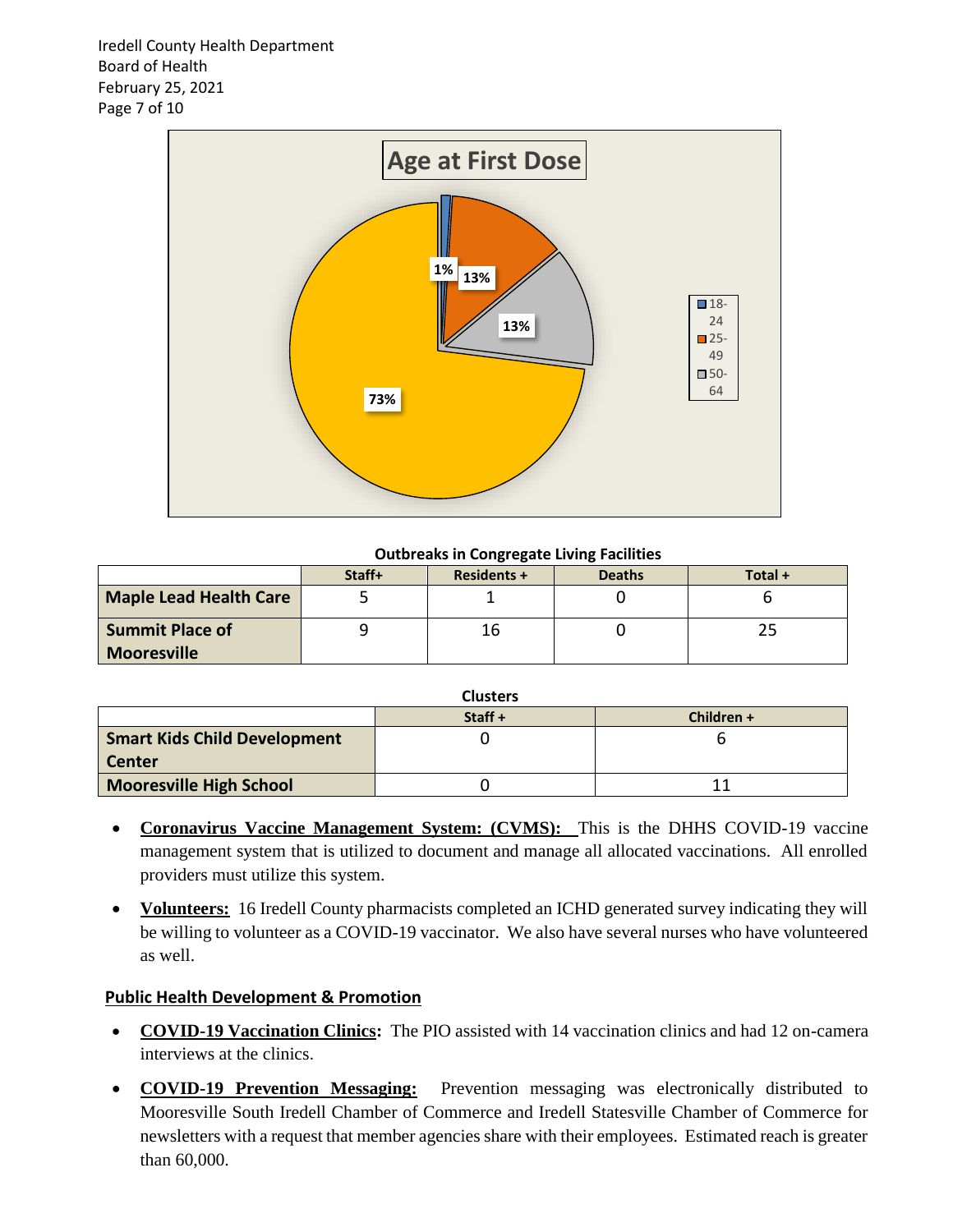**Age at First Dose**

| Age | Percentage |
|---|---|
| 18-24 | 1% |
| 25-49 | 13% |
| 50-64 | 13% |
| (unlabeled) | 73% |

**Outbreaks in Congregate Living Facilities**

| | Staff+ | Residents + | Deaths | Total + |
|---|---|---|---|---|
| **Maple Lead Health Care** | 5 | 1 | 0 | 6 |
| **Summit Place of Mooresville** | 9 | 16 | 0 | 25 |

**Clusters**

| | Staff + | Children + |
|---|---|---|
| **Smart Kids Child Development Center** | 0 | 6 |
| **Mooresville High School** | 0 | 11 |

- **Coronavirus Vaccine Management System: (CVMS):** This is the DHHS COVID-19 vaccine management system that is utilized to document and manage all allocated vaccinations. All enrolled providers must utilize this system.
- **Volunteers:** 16 Iredell County pharmacists completed an ICHD generated survey indicating they will be willing to volunteer as a COVID-19 vaccinator. We also have several nurses who have volunteered as well.

## Public Health Development & Promotion

- **COVID-19 Vaccination Clinics:** The PIO assisted with 14 vaccination clinics and had 12 on-camera interviews at the clinics.
- **COVID-19 Prevention Messaging:** Prevention messaging was electronically distributed to Mooresville South Iredell Chamber of Commerce and Iredell Statesville Chamber of Commerce for newsletters with a request that member agencies share with their employees. Estimated reach is greater than 60,000.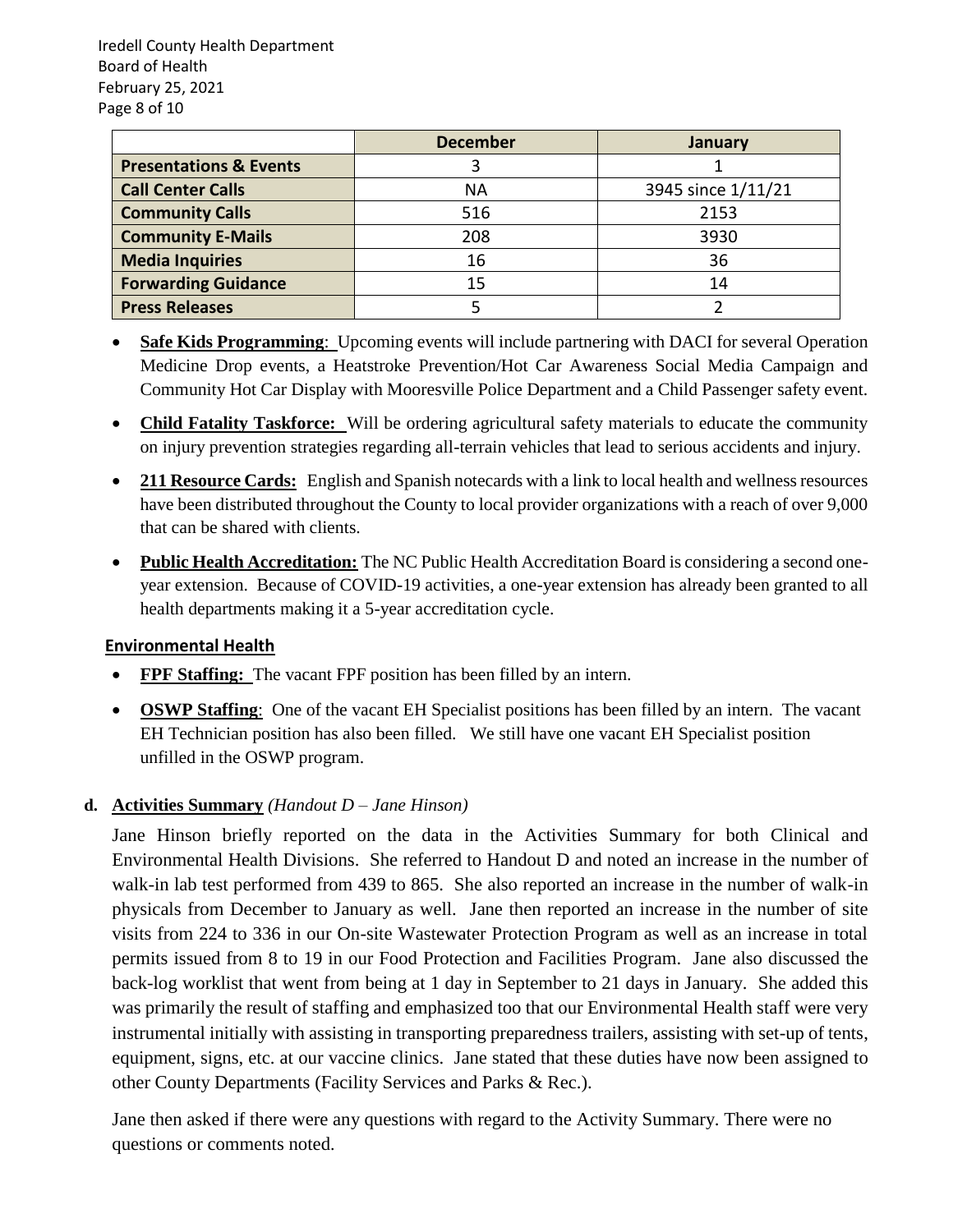| | December | January |
|---|---|---|
| **Presentations & Events** | 3 | 1 |
| **Call Center Calls** | NA | 3945 since 1/11/21 |
| **Community Calls** | 516 | 2153 |
| **Community E-Mails** | 208 | 3930 |
| **Media Inquiries** | 16 | 36 |
| **Forwarding Guidance** | 15 | 14 |
| **Press Releases** | 5 | 2 |

- **Safe Kids Programming**: Upcoming events will include partnering with DACI for several Operation Medicine Drop events, a Heatstroke Prevention/Hot Car Awareness Social Media Campaign and Community Hot Car Display with Mooresville Police Department and a Child Passenger safety event.
- **Child Fatality Taskforce:** Will be ordering agricultural safety materials to educate the community on injury prevention strategies regarding all-terrain vehicles that lead to serious accidents and injury.
- **211 Resource Cards:** English and Spanish notecards with a link to local health and wellness resources have been distributed throughout the County to local provider organizations with a reach of over 9,000 that can be shared with clients.
- **Public Health Accreditation:** The NC Public Health Accreditation Board is considering a second one-year extension. Because of COVID-19 activities, a one-year extension has already been granted to all health departments making it a 5-year accreditation cycle.

**Environmental Health**

- **FPF Staffing:** The vacant FPF position has been filled by an intern.
- **OSWP Staffing**: One of the vacant EH Specialist positions has been filled by an intern. The vacant EH Technician position has also been filled. We still have one vacant EH Specialist position unfilled in the OSWP program.

**d. Activities Summary** *(Handout D – Jane Hinson)*

Jane Hinson briefly reported on the data in the Activities Summary for both Clinical and Environmental Health Divisions. She referred to Handout D and noted an increase in the number of walk-in lab test performed from 439 to 865. She also reported an increase in the number of walk-in physicals from December to January as well. Jane then reported an increase in the number of site visits from 224 to 336 in our On-site Wastewater Protection Program as well as an increase in total permits issued from 8 to 19 in our Food Protection and Facilities Program. Jane also discussed the back-log worklist that went from being at 1 day in September to 21 days in January. She added this was primarily the result of staffing and emphasized too that our Environmental Health staff were very instrumental initially with assisting in transporting preparedness trailers, assisting with set-up of tents, equipment, signs, etc. at our vaccine clinics. Jane stated that these duties have now been assigned to other County Departments (Facility Services and Parks & Rec.).

Jane then asked if there were any questions with regard to the Activity Summary. There were no questions or comments noted.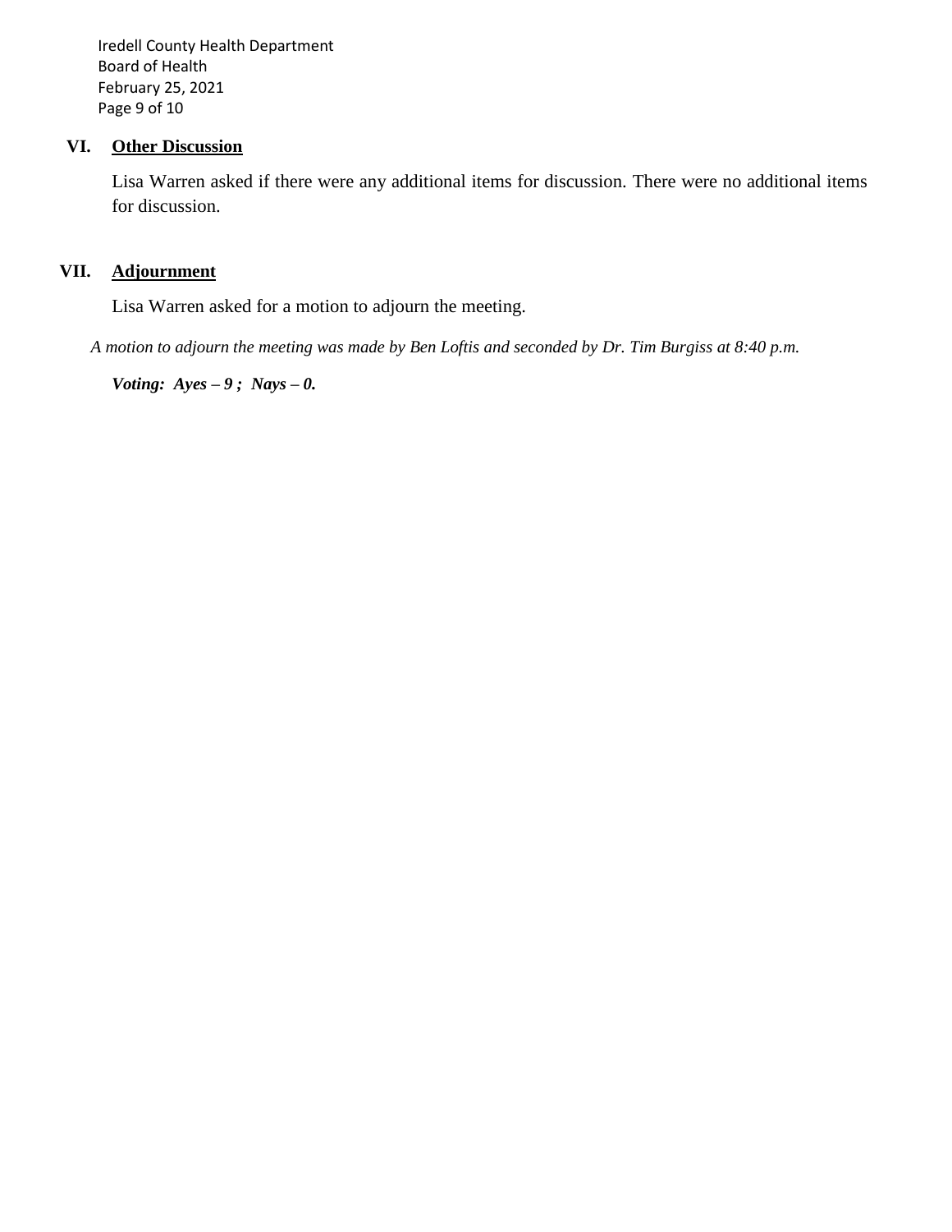## VI. Other Discussion

Lisa Warren asked if there were any additional items for discussion. There were no additional items for discussion.

## VII. Adjournment

Lisa Warren asked for a motion to adjourn the meeting.

*A motion to adjourn the meeting was made by Ben Loftis and seconded by Dr. Tim Burgiss at 8:40 p.m.*

***Voting: Ayes – 9 ; Nays – 0.***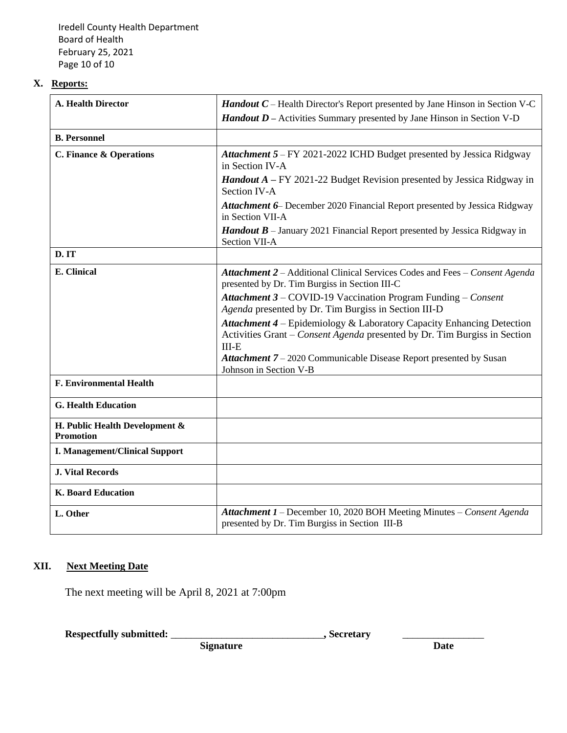## X. Reports:

| | |
|---|---|
| **A. Health Director** | ***Handout C*** – Health Director's Report presented by Jane Hinson in Section V-C<br>***Handout D*** – Activities Summary presented by Jane Hinson in Section V-D |
| **B. Personnel** | |
| **C. Finance & Operations** | ***Attachment 5*** – FY 2021-2022 ICHD Budget presented by Jessica Ridgway in Section IV-A<br>***Handout A*** – FY 2021-22 Budget Revision presented by Jessica Ridgway in Section IV-A<br>***Attachment 6***– December 2020 Financial Report presented by Jessica Ridgway in Section VII-A<br>***Handout B*** – January 2021 Financial Report presented by Jessica Ridgway in Section VII-A |
| **D. IT** | |
| **E. Clinical** | ***Attachment 2*** – Additional Clinical Services Codes and Fees – *Consent Agenda* presented by Dr. Tim Burgiss in Section III-C<br>***Attachment 3*** – COVID-19 Vaccination Program Funding – *Consent Agenda* presented by Dr. Tim Burgiss in Section III-D<br>***Attachment 4*** – Epidemiology & Laboratory Capacity Enhancing Detection Activities Grant – *Consent Agenda* presented by Dr. Tim Burgiss in Section III-E<br>***Attachment 7*** – 2020 Communicable Disease Report presented by Susan Johnson in Section V-B |
| **F. Environmental Health** | |
| **G. Health Education** | |
| **H. Public Health Development & Promotion** | |
| **I. Management/Clinical Support** | |
| **J. Vital Records** | |
| **K. Board Education** | |
| **L. Other** | ***Attachment 1*** – December 10, 2020 BOH Meeting Minutes – *Consent Agenda* presented by Dr. Tim Burgiss in Section III-B |

## XII. Next Meeting Date

The next meeting will be April 8, 2021 at 7:00pm

**Respectfully submitted:** \_\_\_\_\_\_\_\_\_\_\_\_\_\_\_\_\_\_\_\_\_\_\_\_\_\_\_\_\_\_**, Secretary** \_\_\_\_\_\_\_\_\_\_\_\_\_\_\_\_

**Signature** **Date**